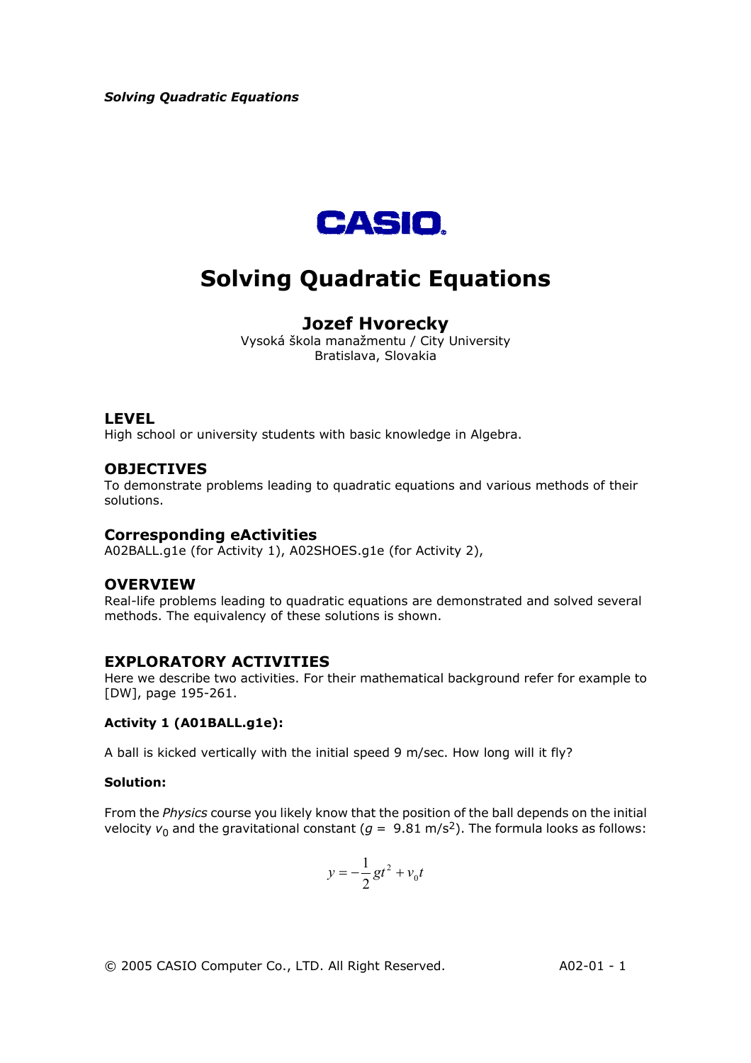CASIO

# Solving Quadratic Equations

## Jozef Hvorecky

Vysoká škola manažmentu / City University
Bratislava, Slovakia

### LEVEL

High school or university students with basic knowledge in Algebra.

### OBJECTIVES

To demonstrate problems leading to quadratic equations and various methods of their solutions.

### Corresponding eActivities

A02BALL.g1e (for Activity 1), A02SHOES.g1e (for Activity 2),

### OVERVIEW

Real-life problems leading to quadratic equations are demonstrated and solved several methods. The equivalency of these solutions is shown.

### EXPLORATORY ACTIVITIES

Here we describe two activities. For their mathematical background refer for example to [DW], page 195-261.

**Activity 1 (A01BALL.g1e):**

A ball is kicked vertically with the initial speed 9 m/sec. How long will it fly?

**Solution:**

From the *Physics* course you likely know that the position of the ball depends on the initial velocity $v_0$ and the gravitational constant ($g = 9.81$ m/s$^2$). The formula looks as follows:

$$y = -\frac{1}{2}gt^2 + v_0 t$$

© 2005 CASIO Computer Co., LTD. All Right Reserved.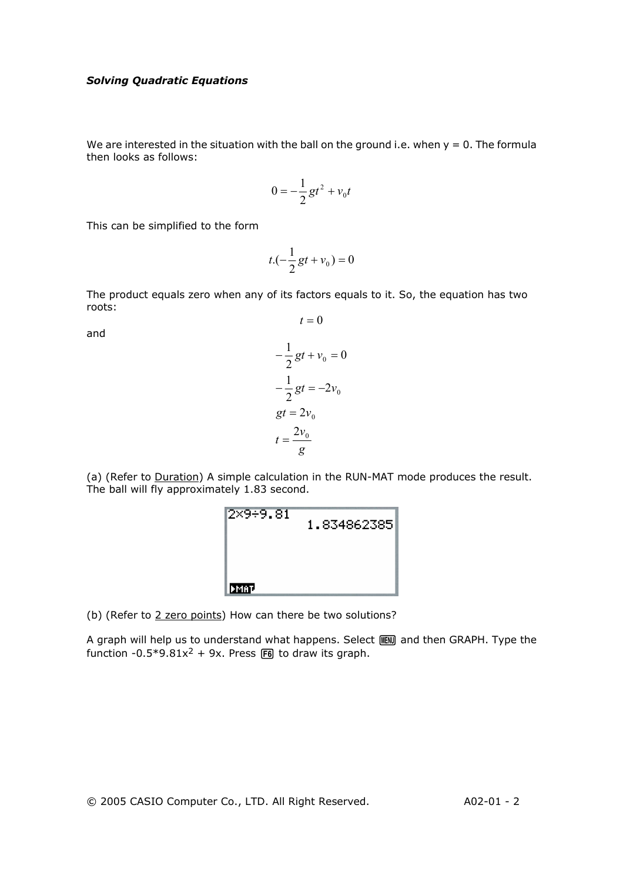*Solving Quadratic Equations*

We are interested in the situation with the ball on the ground i.e. when y = 0. The formula then looks as follows:

$$0 = -\frac{1}{2}gt^2 + v_0 t$$

This can be simplified to the form

$$t.(-\frac{1}{2}gt + v_0) = 0$$

The product equals zero when any of its factors equals to it. So, the equation has two roots:

$$t = 0$$

and

$$-\frac{1}{2}gt + v_0 = 0$$

$$-\frac{1}{2}gt = -2v_0$$

$$gt = 2v_0$$

$$t = \frac{2v_0}{g}$$

(a) (Refer to Duration) A simple calculation in the RUN-MAT mode produces the result. The ball will fly approximately 1.83 second.

```
2×9÷9.81
             1.834862385
```

(b) (Refer to 2 zero points) How can there be two solutions?

A graph will help us to understand what happens. Select MENU and then GRAPH. Type the function -0.5*9.81x$^2$ + 9x. Press F6 to draw its graph.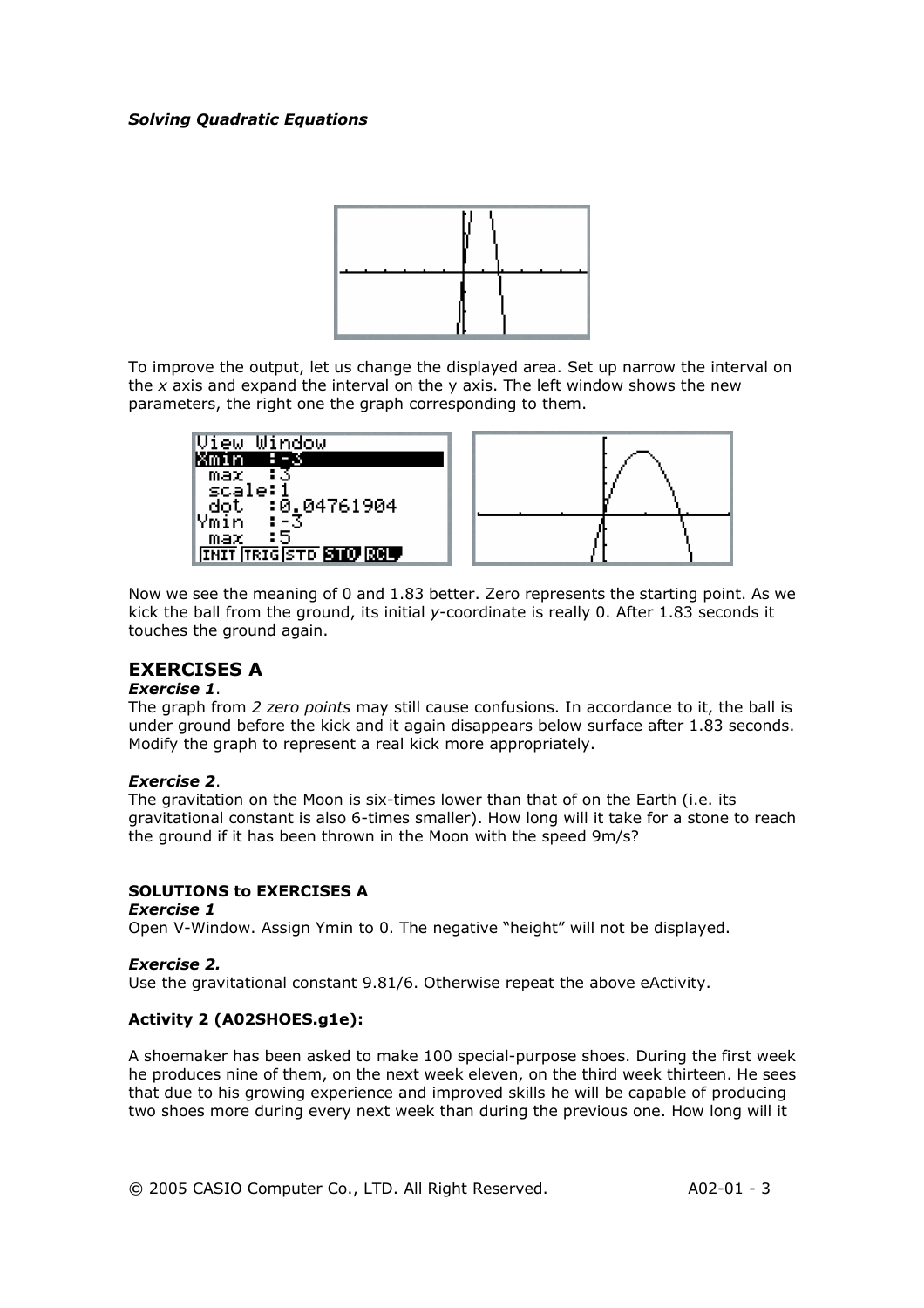To improve the output, let us change the displayed area. Set up narrow the interval on the *x* axis and expand the interval on the y axis. The left window shows the new parameters, the right one the graph corresponding to them.

Now we see the meaning of 0 and 1.83 better. Zero represents the starting point. As we kick the ball from the ground, its initial *y*-coordinate is really 0. After 1.83 seconds it touches the ground again.

## EXERCISES A

***Exercise 1***.
The graph from *2 zero points* may still cause confusions. In accordance to it, the ball is under ground before the kick and it again disappears below surface after 1.83 seconds. Modify the graph to represent a real kick more appropriately.

***Exercise 2***.
The gravitation on the Moon is six-times lower than that of on the Earth (i.e. its gravitational constant is also 6-times smaller). How long will it take for a stone to reach the ground if it has been thrown in the Moon with the speed 9m/s?

**SOLUTIONS to EXERCISES A**

***Exercise 1***
Open V-Window. Assign Ymin to 0. The negative "height" will not be displayed.

***Exercise 2.***
Use the gravitational constant 9.81/6. Otherwise repeat the above eActivity.

**Activity 2 (A02SHOES.g1e):**

A shoemaker has been asked to make 100 special-purpose shoes. During the first week he produces nine of them, on the next week eleven, on the third week thirteen. He sees that due to his growing experience and improved skills he will be capable of producing two shoes more during every next week than during the previous one. How long will it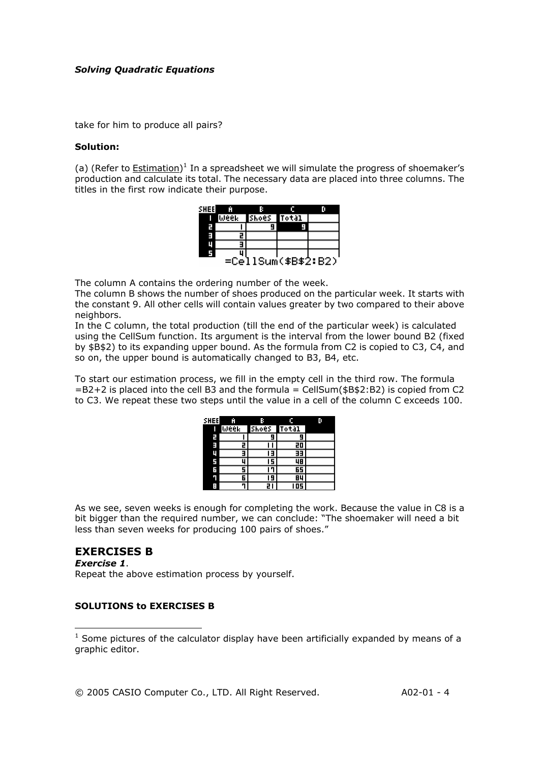take for him to produce all pairs?

**Solution:**

(a) (Refer to Estimation)[1] In a spreadsheet we will simulate the progress of shoemaker's production and calculate its total. The necessary data are placed into three columns. The titles in the first row indicate their purpose.

| SHEE | A | B | C | D |
|---|---|---|---|---|
| 1 | Week | Shoes | Total | |
| 2 | 1 | 9 | 9 | |
| 3 | 2 | | | |
| 4 | 3 | | | |
| 5 | 4 | | | |

=CellSum($B$2:B2)

The column A contains the ordering number of the week.
The column B shows the number of shoes produced on the particular week. It starts with the constant 9. All other cells will contain values greater by two compared to their above neighbors.
In the C column, the total production (till the end of the particular week) is calculated using the CellSum function. Its argument is the interval from the lower bound B2 (fixed by $B$2) to its expanding upper bound. As the formula from C2 is copied to C3, C4, and so on, the upper bound is automatically changed to B3, B4, etc.

To start our estimation process, we fill in the empty cell in the third row. The formula =B2+2 is placed into the cell B3 and the formula = CellSum($B$2:B2) is copied from C2 to C3. We repeat these two steps until the value in a cell of the column C exceeds 100.

| SHEE | A | B | C | D |
|---|---|---|---|---|
| 1 | Week | Shoes | Total | |
| 2 | 1 | 9 | 9 | |
| 3 | 2 | 11 | 20 | |
| 4 | 3 | 13 | 33 | |
| 5 | 4 | 15 | 48 | |
| 6 | 5 | 17 | 65 | |
| 7 | 6 | 19 | 84 | |
| 8 | 7 | 21 | 105 | |

As we see, seven weeks is enough for completing the work. Because the value in C8 is a bit bigger than the required number, we can conclude: "The shoemaker will need a bit less than seven weeks for producing 100 pairs of shoes."

## EXERCISES B

***Exercise 1***.
Repeat the above estimation process by yourself.

**SOLUTIONS to EXERCISES B**

[1] Some pictures of the calculator display have been artificially expanded by means of a graphic editor.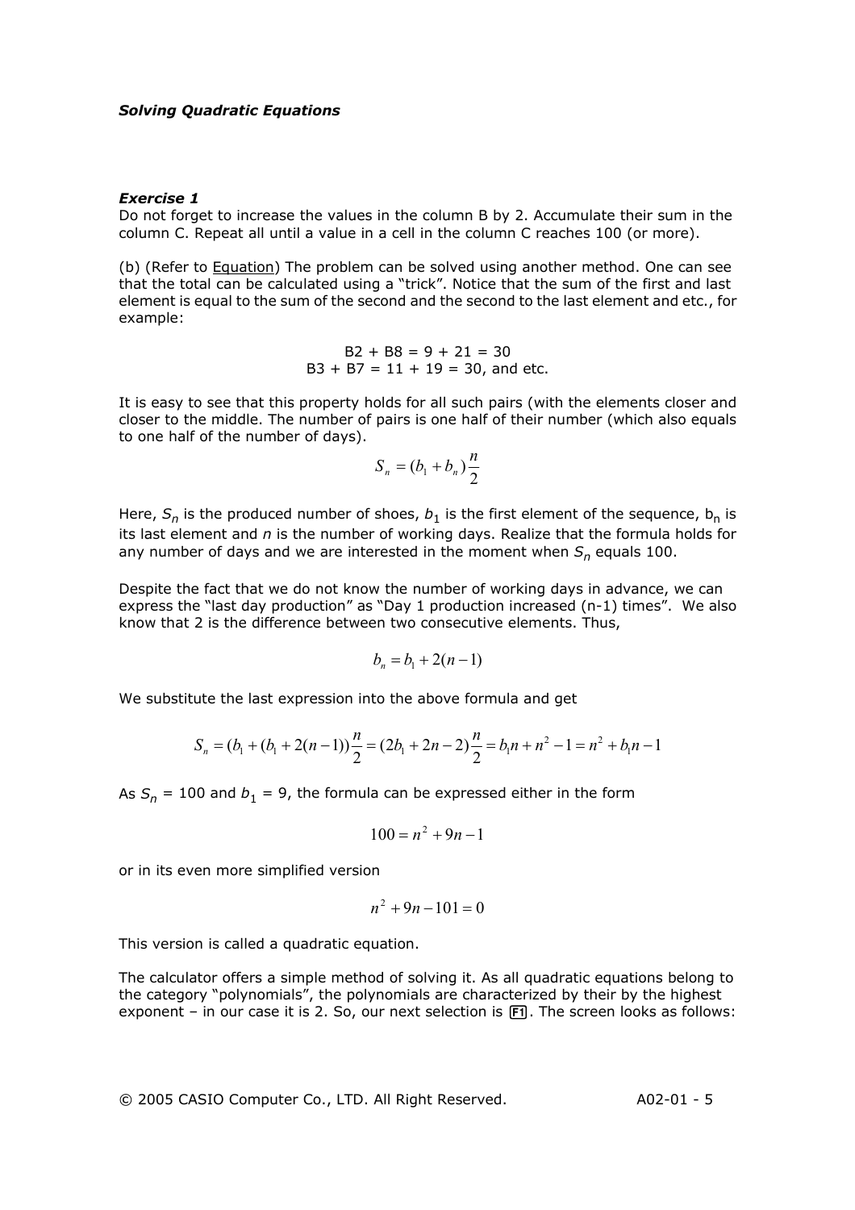***Solving Quadratic Equations***

***Exercise 1***

Do not forget to increase the values in the column B by 2. Accumulate their sum in the column C. Repeat all until a value in a cell in the column C reaches 100 (or more).

(b) (Refer to Equation) The problem can be solved using another method. One can see that the total can be calculated using a "trick". Notice that the sum of the first and last element is equal to the sum of the second and the second to the last element and etc., for example:

B2 + B8 = 9 + 21 = 30
B3 + B7 = 11 + 19 = 30, and etc.

It is easy to see that this property holds for all such pairs (with the elements closer and closer to the middle. The number of pairs is one half of their number (which also equals to one half of the number of days).

$$S_n = (b_1 + b_n)\frac{n}{2}$$

Here, $S_n$ is the produced number of shoes, $b_1$ is the first element of the sequence, $b_n$ is its last element and $n$ is the number of working days. Realize that the formula holds for any number of days and we are interested in the moment when $S_n$ equals 100.

Despite the fact that we do not know the number of working days in advance, we can express the "last day production" as "Day 1 production increased (n-1) times". We also know that 2 is the difference between two consecutive elements. Thus,

$$b_n = b_1 + 2(n-1)$$

We substitute the last expression into the above formula and get

$$S_n = (b_1 + (b_1 + 2(n-1))\frac{n}{2} = (2b_1 + 2n - 2)\frac{n}{2} = b_1 n + n^2 - 1 = n^2 + b_1 n - 1$$

As $S_n$ = 100 and $b_1$ = 9, the formula can be expressed either in the form

$$100 = n^2 + 9n - 1$$

or in its even more simplified version

$$n^2 + 9n - 101 = 0$$

This version is called a quadratic equation.

The calculator offers a simple method of solving it. As all quadratic equations belong to the category "polynomials", the polynomials are characterized by their by the highest exponent – in our case it is 2. So, our next selection is F1. The screen looks as follows: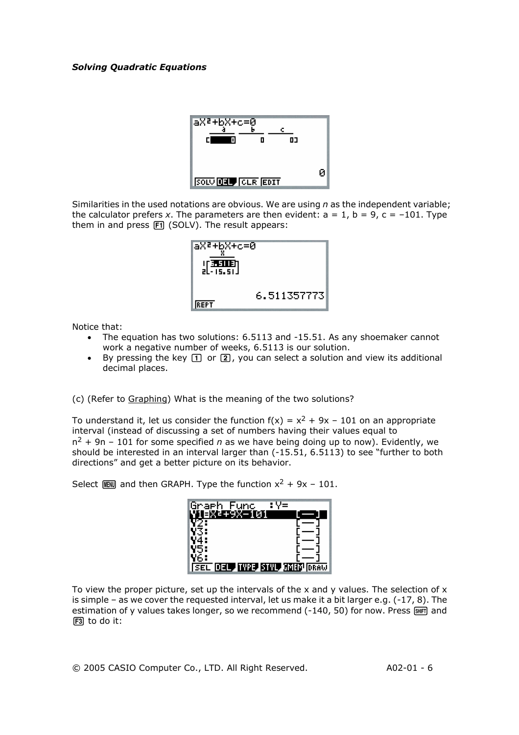*Solving Quadratic Equations*

Similarities in the used notations are obvious. We are using *n* as the independent variable; the calculator prefers *x*. The parameters are then evident: a = 1, b = 9, c = –101. Type them in and press F1 (SOLV). The result appears:

Notice that:

- The equation has two solutions: 6.5113 and -15.51. As any shoemaker cannot work a negative number of weeks, 6.5113 is our solution.
- By pressing the key 1 or 2, you can select a solution and view its additional decimal places.

(c) (Refer to Graphing) What is the meaning of the two solutions?

To understand it, let us consider the function $f(x) = x^2 + 9x - 101$ on an appropriate interval (instead of discussing a set of numbers having their values equal to $n^2 + 9n - 101$ for some specified *n* as we have being doing up to now). Evidently, we should be interested in an interval larger than (-15.51, 6.5113) to see "further to both directions" and get a better picture on its behavior.

Select MENU and then GRAPH. Type the function $x^2 + 9x - 101$.

To view the proper picture, set up the intervals of the x and y values. The selection of x is simple – as we cover the requested interval, let us make it a bit larger e.g. (-17, 8). The estimation of y values takes longer, so we recommend (-140, 50) for now. Press SHIFT and F3 to do it: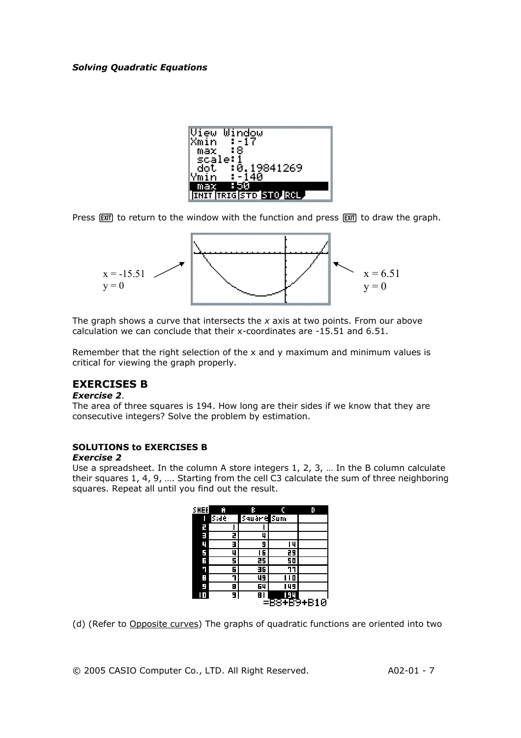View Window
Xmin :-17
max :8
scale:1
dot :0.19841269
Ymin :-140
max :50

Press [EXIT] to return to the window with the function and press [EXIT] to draw the graph.

x = -15.51
y = 0

x = 6.51
y = 0

The graph shows a curve that intersects the *x* axis at two points. From our above calculation we can conclude that their x-coordinates are -15.51 and 6.51.

Remember that the right selection of the x and y maximum and minimum values is critical for viewing the graph properly.

## EXERCISES B

***Exercise 2***.

The area of three squares is 194. How long are their sides if we know that they are consecutive integers? Solve the problem by estimation.

**SOLUTIONS to EXERCISES B**

***Exercise 2***

Use a spreadsheet. In the column A store integers 1, 2, 3, … In the B column calculate their squares 1, 4, 9, …. Starting from the cell C3 calculate the sum of three neighboring squares. Repeat all until you find out the result.

| SHEET | A | B | C | D |
|---|---|---|---|---|
| 1 | Side | Square | Sum | |
| 2 | 1 | 1 | | |
| 3 | 2 | 4 | | |
| 4 | 3 | 9 | 14 | |
| 5 | 4 | 16 | 29 | |
| 6 | 5 | 25 | 50 | |
| 7 | 6 | 36 | 77 | |
| 8 | 7 | 49 | 110 | |
| 9 | 8 | 64 | 149 | |
| 10 | 9 | 81 | 194 | |

=B8+B9+B10

(d) (Refer to Opposite curves) The graphs of quadratic functions are oriented into two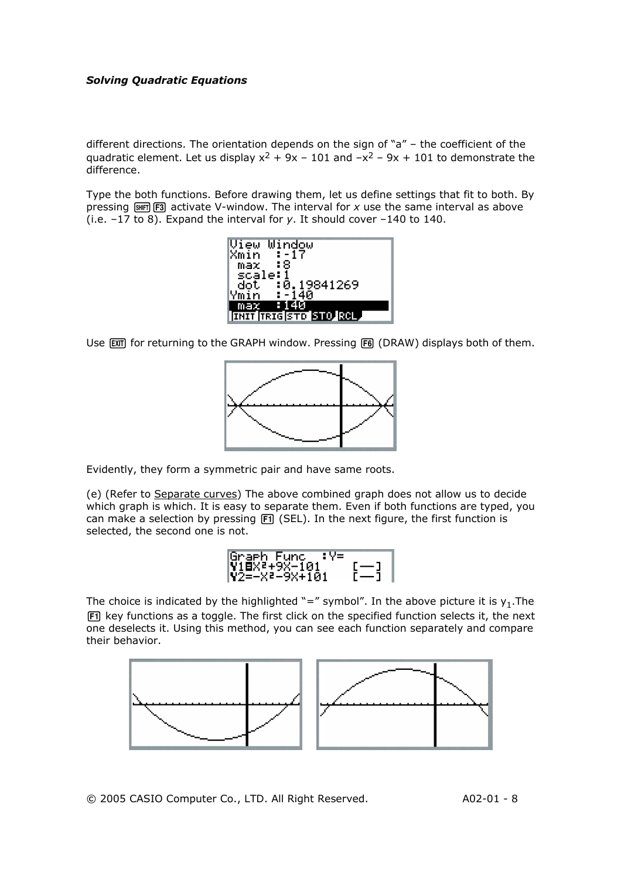different directions. The orientation depends on the sign of “a” – the coefficient of the quadratic element. Let us display $x^2 + 9x - 101$ and $-x^2 - 9x + 101$ to demonstrate the difference.

Type the both functions. Before drawing them, let us define settings that fit to both. By pressing SHIFT F3 activate V-window. The interval for *x* use the same interval as above (i.e. –17 to 8). Expand the interval for *y*. It should cover –140 to 140.

Use EXIT for returning to the GRAPH window. Pressing F6 (DRAW) displays both of them.

Evidently, they form a symmetric pair and have same roots.

(e) (Refer to Separate curves) The above combined graph does not allow us to decide which graph is which. It is easy to separate them. Even if both functions are typed, you can make a selection by pressing F1 (SEL). In the next figure, the first function is selected, the second one is not.

The choice is indicated by the highlighted “=” symbol”. In the above picture it is $y_1$.The F1 key functions as a toggle. The first click on the specified function selects it, the next one deselects it. Using this method, you can see each function separately and compare their behavior.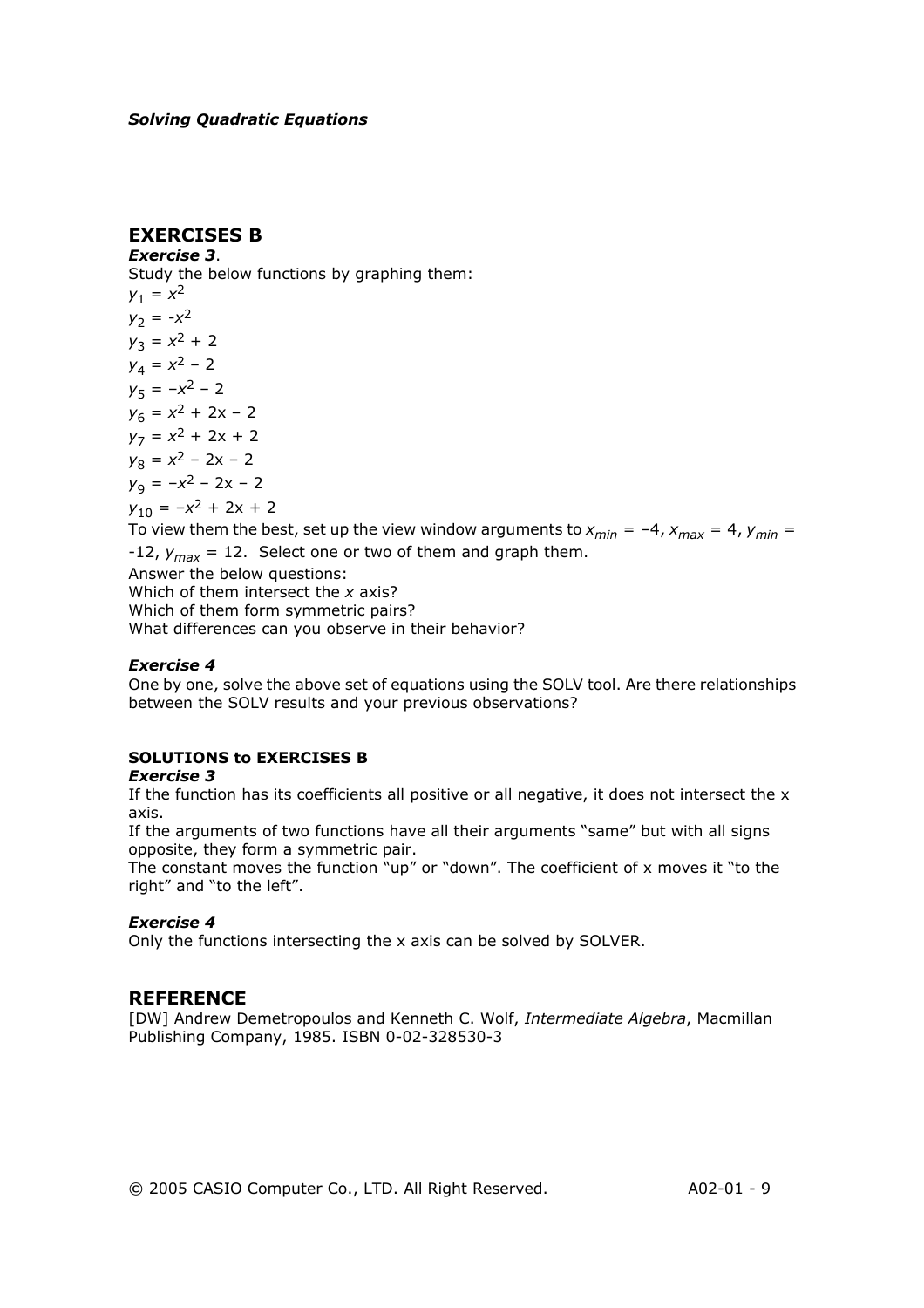## EXERCISES B

***Exercise 3***.

Study the below functions by graphing them:

$y_1 = x^2$

$y_2 = -x^2$

$y_3 = x^2 + 2$

$y_4 = x^2 - 2$

$y_5 = -x^2 - 2$

$y_6 = x^2 + 2x - 2$

$y_7 = x^2 + 2x + 2$

$y_8 = x^2 - 2x - 2$

$y_9 = -x^2 - 2x - 2$

$y_{10} = -x^2 + 2x + 2$

To view them the best, set up the view window arguments to $x_{min} = -4$, $x_{max} = 4$, $y_{min} = -12$, $y_{max} = 12$. Select one or two of them and graph them.

Answer the below questions:

Which of them intersect the $x$ axis?

Which of them form symmetric pairs?

What differences can you observe in their behavior?

***Exercise 4***

One by one, solve the above set of equations using the SOLV tool. Are there relationships between the SOLV results and your previous observations?

**SOLUTIONS to EXERCISES B**

***Exercise 3***

If the function has its coefficients all positive or all negative, it does not intersect the x axis.

If the arguments of two functions have all their arguments "same" but with all signs opposite, they form a symmetric pair.

The constant moves the function "up" or "down". The coefficient of x moves it "to the right" and "to the left".

***Exercise 4***

Only the functions intersecting the x axis can be solved by SOLVER.

## REFERENCE

[DW] Andrew Demetropoulos and Kenneth C. Wolf, *Intermediate Algebra*, Macmillan Publishing Company, 1985. ISBN 0-02-328530-3